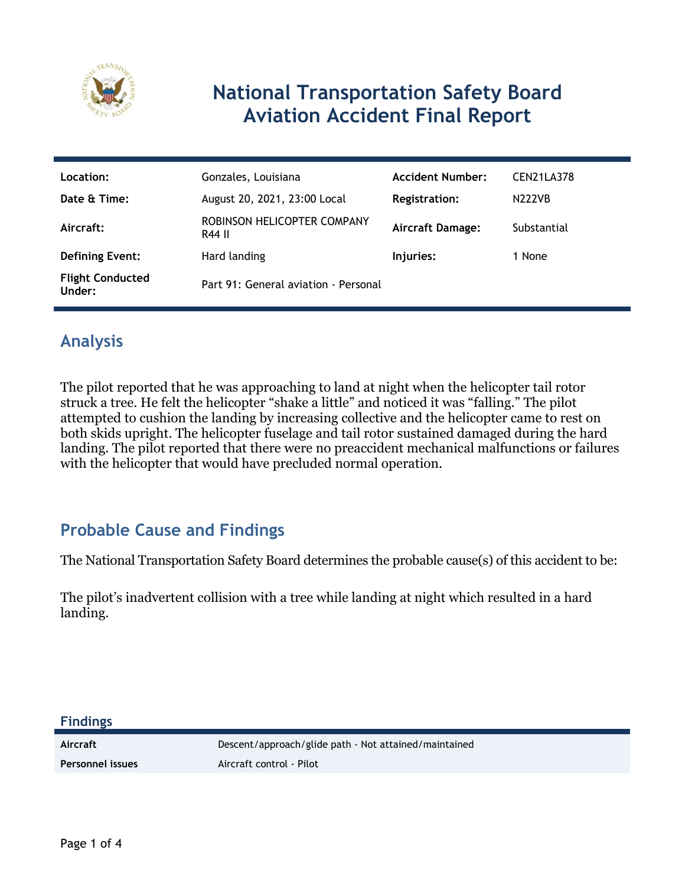# National Transportation Safety Board Aviation Accident Final Report

| | | | |
|---|---|---|---|
| **Location:** | Gonzales, Louisiana | **Accident Number:** | CEN21LA378 |
| **Date & Time:** | August 20, 2021, 23:00 Local | **Registration:** | N222VB |
| **Aircraft:** | ROBINSON HELICOPTER COMPANY R44 II | **Aircraft Damage:** | Substantial |
| **Defining Event:** | Hard landing | **Injuries:** | 1 None |
| **Flight Conducted Under:** | Part 91: General aviation - Personal | | |

## Analysis

The pilot reported that he was approaching to land at night when the helicopter tail rotor struck a tree. He felt the helicopter "shake a little" and noticed it was "falling." The pilot attempted to cushion the landing by increasing collective and the helicopter came to rest on both skids upright. The helicopter fuselage and tail rotor sustained damaged during the hard landing. The pilot reported that there were no preaccident mechanical malfunctions or failures with the helicopter that would have precluded normal operation.

## Probable Cause and Findings

The National Transportation Safety Board determines the probable cause(s) of this accident to be:

The pilot's inadvertent collision with a tree while landing at night which resulted in a hard landing.

### Findings

| | |
|---|---|
| **Aircraft** | Descent/approach/glide path - Not attained/maintained |
| **Personnel issues** | Aircraft control - Pilot |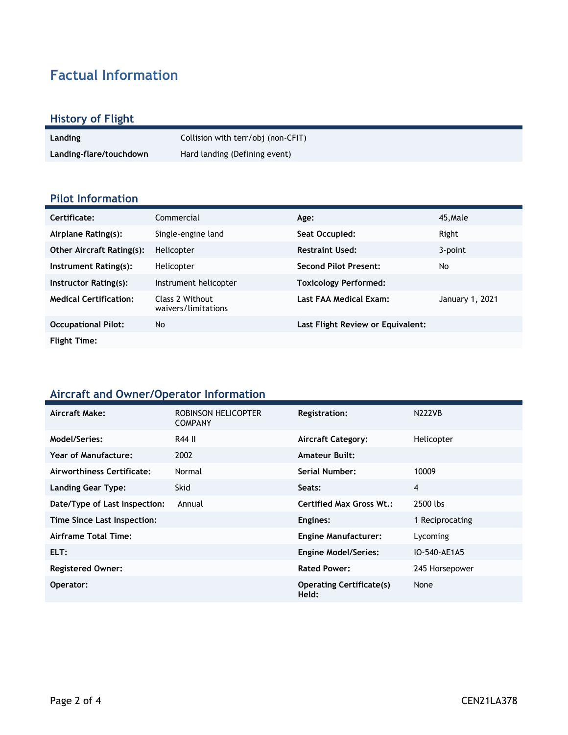# Factual Information

## History of Flight

| | |
|---|---|
| **Landing** | Collision with terr/obj (non-CFIT) |
| **Landing-flare/touchdown** | Hard landing (Defining event) |

## Pilot Information

| | | | |
|---|---|---|---|
| **Certificate:** | Commercial | **Age:** | 45,Male |
| **Airplane Rating(s):** | Single-engine land | **Seat Occupied:** | Right |
| **Other Aircraft Rating(s):** | Helicopter | **Restraint Used:** | 3-point |
| **Instrument Rating(s):** | Helicopter | **Second Pilot Present:** | No |
| **Instructor Rating(s):** | Instrument helicopter | **Toxicology Performed:** | |
| **Medical Certification:** | Class 2 Without waivers/limitations | **Last FAA Medical Exam:** | January 1, 2021 |
| **Occupational Pilot:** | No | **Last Flight Review or Equivalent:** | |
| **Flight Time:** | | | |

## Aircraft and Owner/Operator Information

| | | | |
|---|---|---|---|
| **Aircraft Make:** | ROBINSON HELICOPTER COMPANY | **Registration:** | N222VB |
| **Model/Series:** | R44 II | **Aircraft Category:** | Helicopter |
| **Year of Manufacture:** | 2002 | **Amateur Built:** | |
| **Airworthiness Certificate:** | Normal | **Serial Number:** | 10009 |
| **Landing Gear Type:** | Skid | **Seats:** | 4 |
| **Date/Type of Last Inspection:** | Annual | **Certified Max Gross Wt.:** | 2500 lbs |
| **Time Since Last Inspection:** | | **Engines:** | 1 Reciprocating |
| **Airframe Total Time:** | | **Engine Manufacturer:** | Lycoming |
| **ELT:** | | **Engine Model/Series:** | IO-540-AE1A5 |
| **Registered Owner:** | | **Rated Power:** | 245 Horsepower |
| **Operator:** | | **Operating Certificate(s) Held:** | None |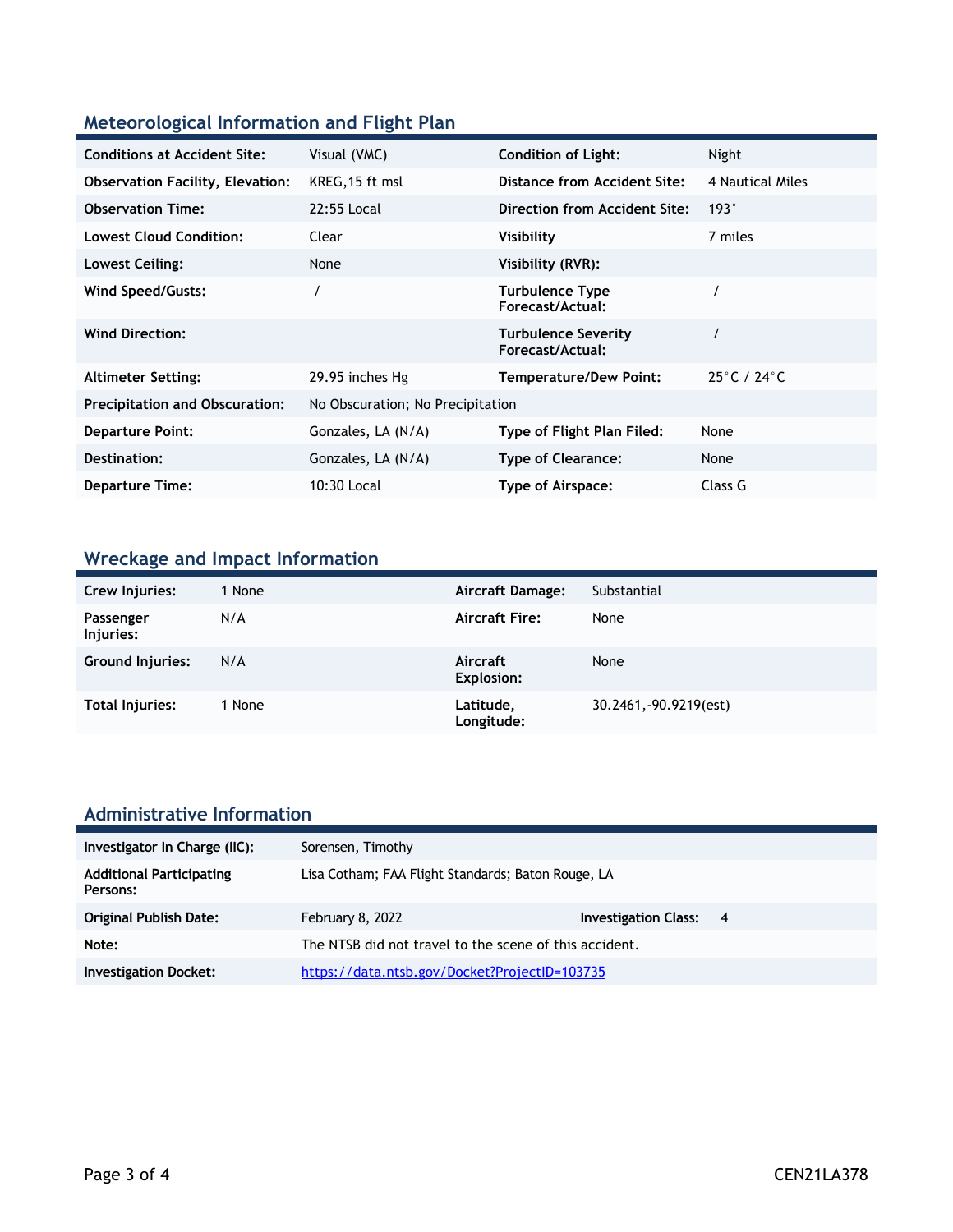## Meteorological Information and Flight Plan

| | | | |
|---|---|---|---|
| **Conditions at Accident Site:** | Visual (VMC) | **Condition of Light:** | Night |
| **Observation Facility, Elevation:** | KREG,15 ft msl | **Distance from Accident Site:** | 4 Nautical Miles |
| **Observation Time:** | 22:55 Local | **Direction from Accident Site:** | 193° |
| **Lowest Cloud Condition:** | Clear | **Visibility** | 7 miles |
| **Lowest Ceiling:** | None | **Visibility (RVR):** | |
| **Wind Speed/Gusts:** | / | **Turbulence Type Forecast/Actual:** | / |
| **Wind Direction:** | | **Turbulence Severity Forecast/Actual:** | / |
| **Altimeter Setting:** | 29.95 inches Hg | **Temperature/Dew Point:** | 25°C / 24°C |
| **Precipitation and Obscuration:** | No Obscuration; No Precipitation | | |
| **Departure Point:** | Gonzales, LA (N/A) | **Type of Flight Plan Filed:** | None |
| **Destination:** | Gonzales, LA (N/A) | **Type of Clearance:** | None |
| **Departure Time:** | 10:30 Local | **Type of Airspace:** | Class G |

## Wreckage and Impact Information

| | | | |
|---|---|---|---|
| **Crew Injuries:** | 1 None | **Aircraft Damage:** | Substantial |
| **Passenger Injuries:** | N/A | **Aircraft Fire:** | None |
| **Ground Injuries:** | N/A | **Aircraft Explosion:** | None |
| **Total Injuries:** | 1 None | **Latitude, Longitude:** | 30.2461,-90.9219(est) |

## Administrative Information

| | | | |
|---|---|---|---|
| **Investigator In Charge (IIC):** | Sorensen, Timothy | | |
| **Additional Participating Persons:** | Lisa Cotham; FAA Flight Standards; Baton Rouge, LA | | |
| **Original Publish Date:** | February 8, 2022 | **Investigation Class:** | 4 |
| **Note:** | The NTSB did not travel to the scene of this accident. | | |
| **Investigation Docket:** | https://data.ntsb.gov/Docket?ProjectID=103735 | | |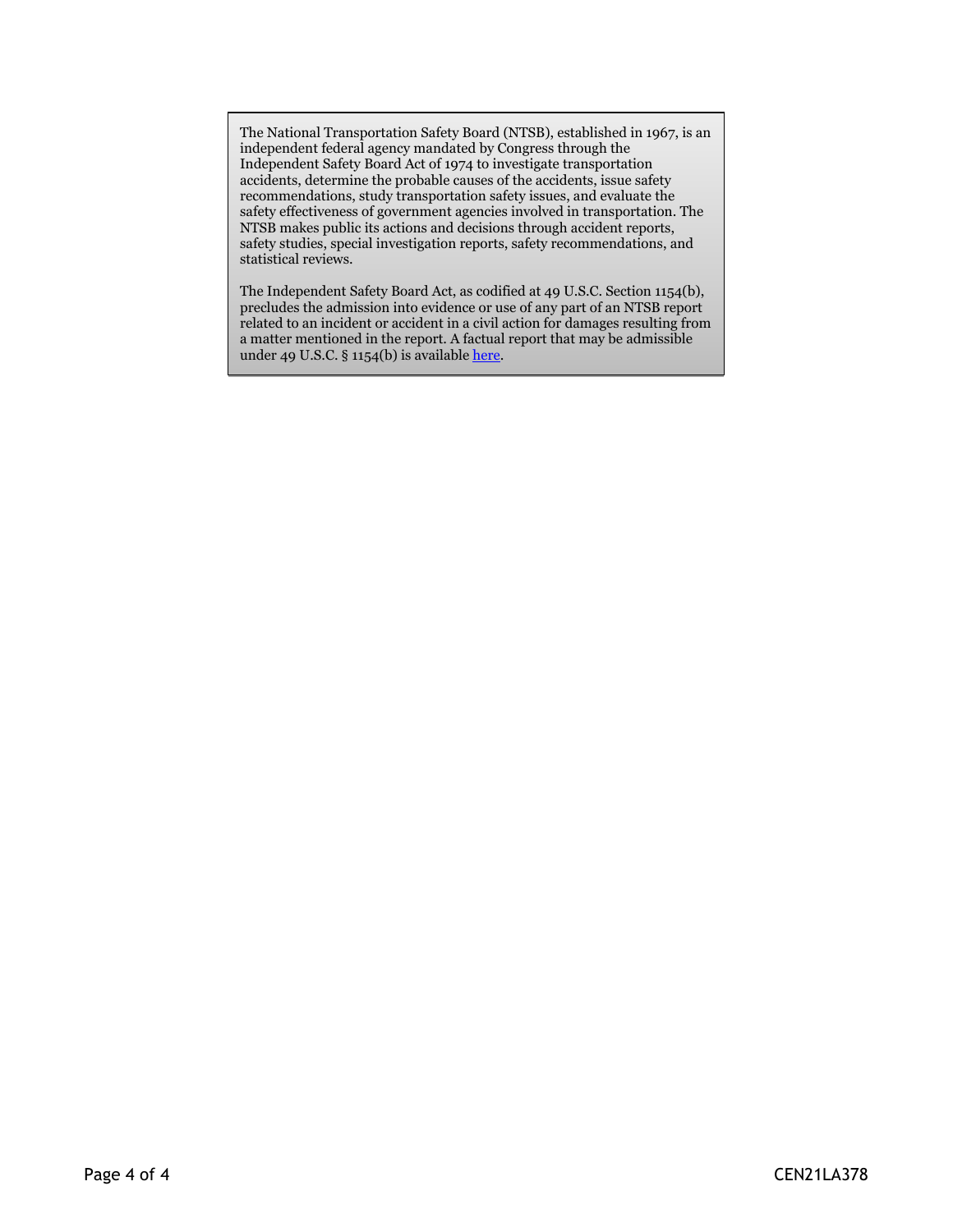The National Transportation Safety Board (NTSB), established in 1967, is an independent federal agency mandated by Congress through the Independent Safety Board Act of 1974 to investigate transportation accidents, determine the probable causes of the accidents, issue safety recommendations, study transportation safety issues, and evaluate the safety effectiveness of government agencies involved in transportation. The NTSB makes public its actions and decisions through accident reports, safety studies, special investigation reports, safety recommendations, and statistical reviews.

The Independent Safety Board Act, as codified at 49 U.S.C. Section 1154(b), precludes the admission into evidence or use of any part of an NTSB report related to an incident or accident in a civil action for damages resulting from a matter mentioned in the report. A factual report that may be admissible under 49 U.S.C. § 1154(b) is available here.